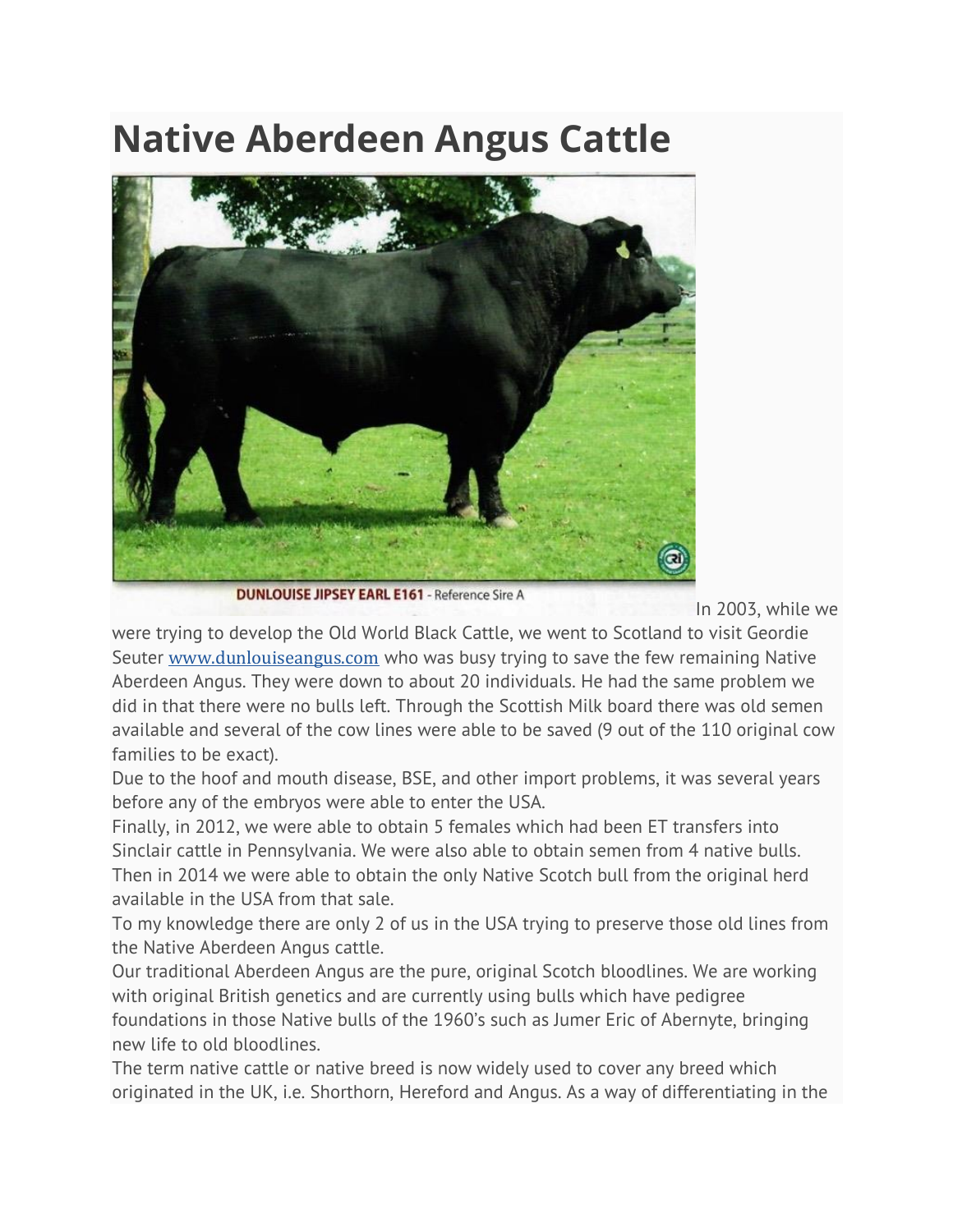# Native Aberdeen Angus Cattle

DUNLOUISE JIPSEY EARL E161 - Reference Sire A

In 2003, while we were trying to develop the Old World Black Cattle, we went to Scotland to visit Geordie Seuter [www.dunlouiseangus.com](http://www.dunlouiseangus.com) who was busy trying to save the few remaining Native Aberdeen Angus. They were down to about 20 individuals. He had the same problem we did in that there were no bulls left. Through the Scottish Milk board there was old semen available and several of the cow lines were able to be saved (9 out of the 110 original cow families to be exact).

Due to the hoof and mouth disease, BSE, and other import problems, it was several years before any of the embryos were able to enter the USA.

Finally, in 2012, we were able to obtain 5 females which had been ET transfers into Sinclair cattle in Pennsylvania. We were also able to obtain semen from 4 native bulls. Then in 2014 we were able to obtain the only Native Scotch bull from the original herd available in the USA from that sale.

To my knowledge there are only 2 of us in the USA trying to preserve those old lines from the Native Aberdeen Angus cattle.

Our traditional Aberdeen Angus are the pure, original Scotch bloodlines. We are working with original British genetics and are currently using bulls which have pedigree foundations in those Native bulls of the 1960's such as Jumer Eric of Abernyte, bringing new life to old bloodlines.

The term native cattle or native breed is now widely used to cover any breed which originated in the UK, i.e. Shorthorn, Hereford and Angus. As a way of differentiating in the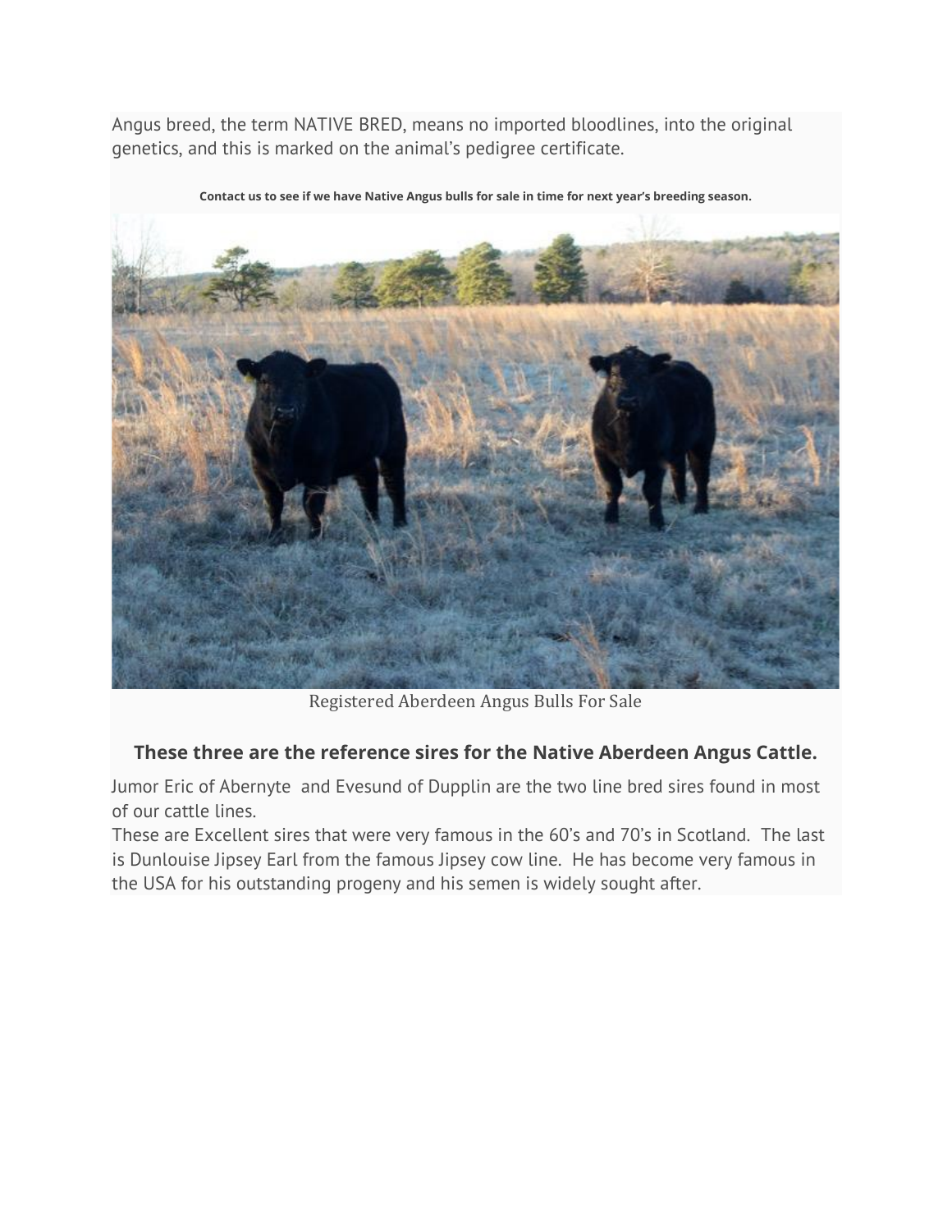Angus breed, the term NATIVE BRED, means no imported bloodlines, into the original genetics, and this is marked on the animal's pedigree certificate.

**Contact us to see if we have Native Angus bulls for sale in time for next year's breeding season.**

Registered Aberdeen Angus Bulls For Sale

### These three are the reference sires for the Native Aberdeen Angus Cattle.

Jumor Eric of Abernyte  and Evesund of Dupplin are the two line bred sires found in most of our cattle lines.

These are Excellent sires that were very famous in the 60's and 70's in Scotland.  The last is Dunlouise Jipsey Earl from the famous Jipsey cow line.  He has become very famous in the USA for his outstanding progeny and his semen is widely sought after.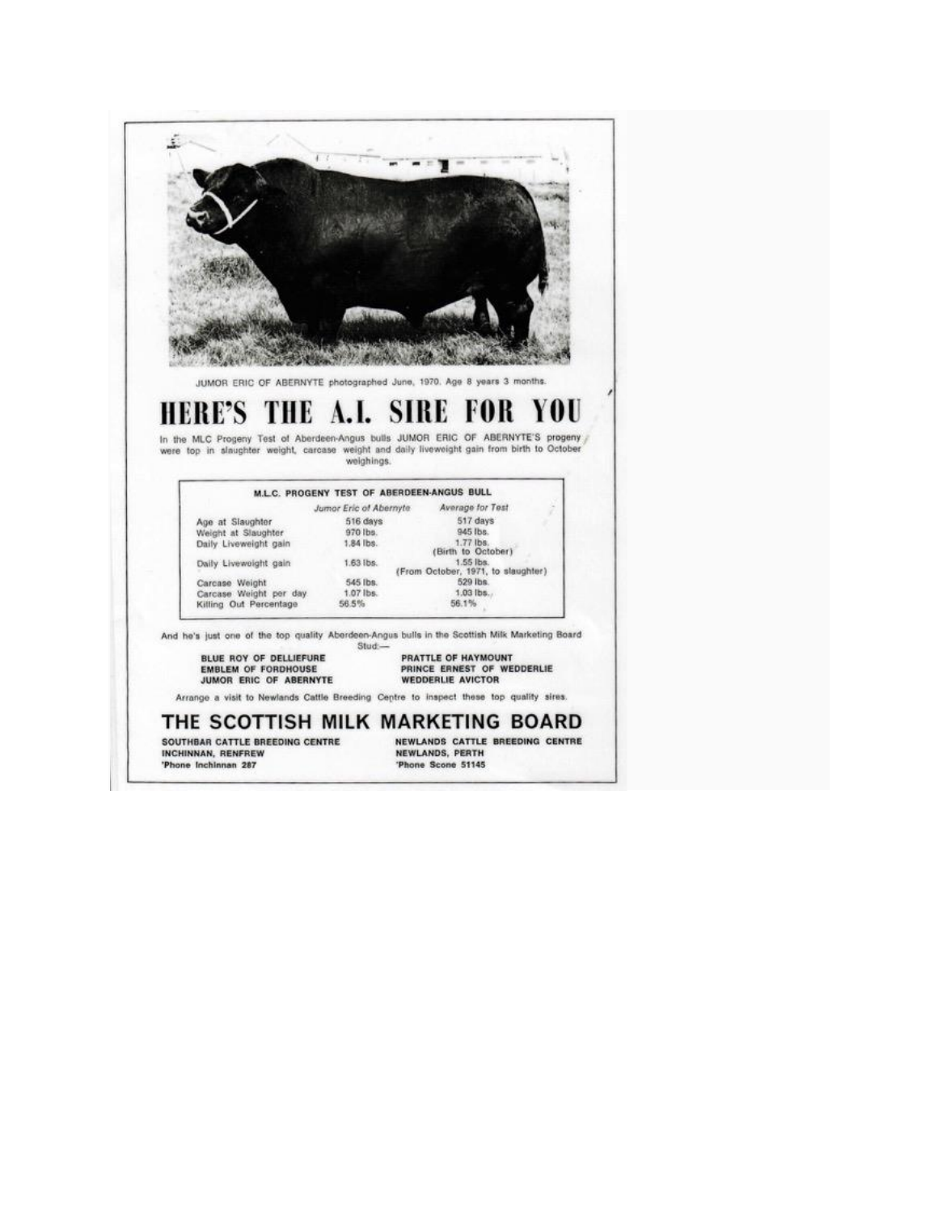JUMOR ERIC OF ABERNYTE photographed June, 1970. Age 8 years 3 months.

# HERE'S THE A.I. SIRE FOR YOU

In the MLC Progeny Test of Aberdeen-Angus bulls JUMOR ERIC OF ABERNYTE'S progeny were top in slaughter weight, carcase weight and daily liveweight gain from birth to October weighings.

**M.L.C. PROGENY TEST OF ABERDEEN-ANGUS BULL**

| | *Jumor Eric of Abernyte* | *Average for Test* |
|---|---|---|
| Age at Slaughter | 516 days | 517 days |
| Weight at Slaughter | 970 lbs. | 945 lbs. |
| Daily Liveweight gain | 1.84 lbs. | 1.77 lbs. (Birth to October) |
| Daily Liveweight gain | 1.63 lbs. | 1.55 lbs. (From October, 1971, to slaughter) |
| Carcase Weight | 545 lbs. | 529 lbs. |
| Carcase Weight per day | 1.07 lbs. | 1.03 lbs. |
| Killing Out Percentage | 56.5% | 56.1% |

And he's just one of the top quality Aberdeen-Angus bulls in the Scottish Milk Marketing Board Stud:—

**BLUE ROY OF DELLIEFURE**
**EMBLEM OF FORDHOUSE**
**JUMOR ERIC OF ABERNYTE**
**PRATTLE OF HAYMOUNT**
**PRINCE ERNEST OF WEDDERLIE**
**WEDDERLIE AVICTOR**

Arrange a visit to Newlands Cattle Breeding Centre to inspect these top quality sires.

## THE SCOTTISH MILK MARKETING BOARD

**SOUTHBAR CATTLE BREEDING CENTRE**
**INCHINNAN, RENFREW**
**'Phone Inchinnan 287**

**NEWLANDS CATTLE BREEDING CENTRE**
**NEWLANDS, PERTH**
**'Phone Scone 51145**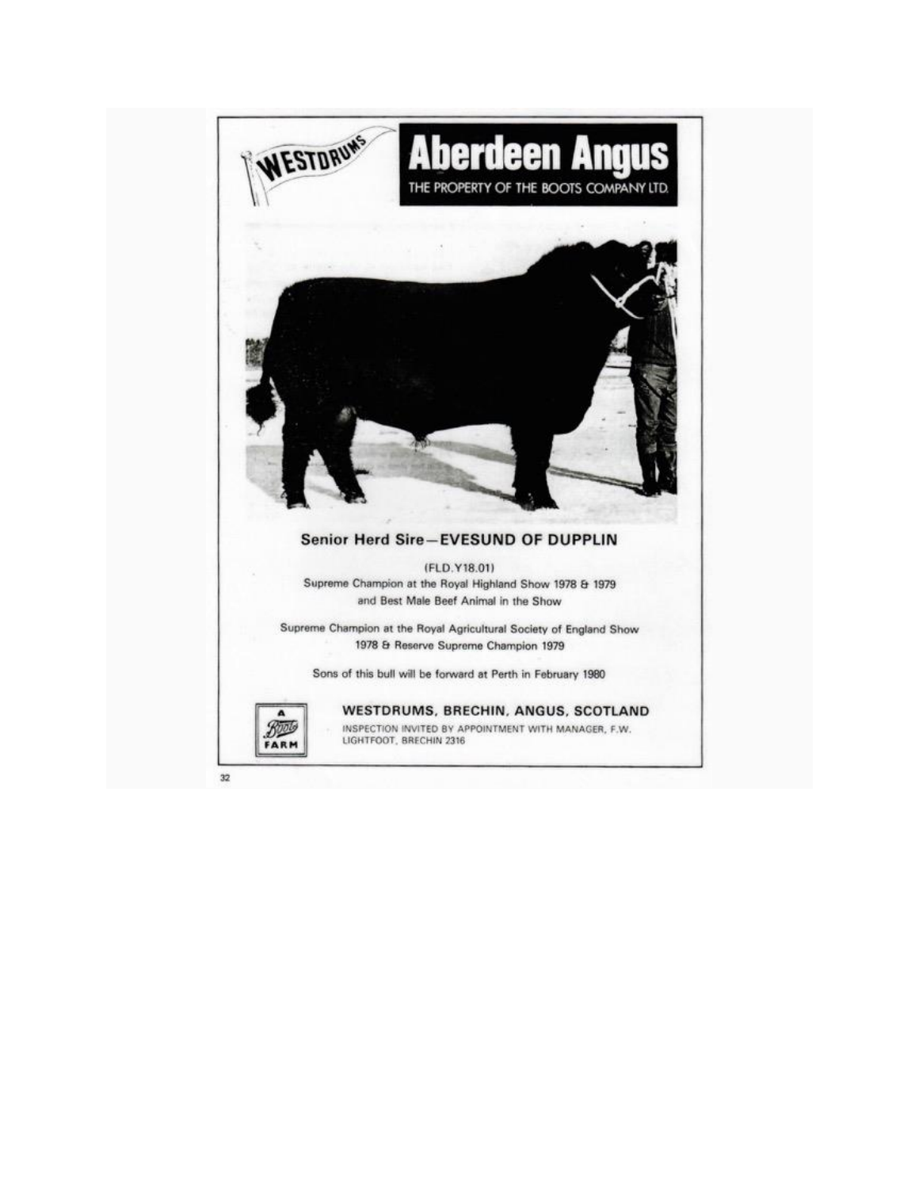WESTDRUMS

# Aberdeen Angus

THE PROPERTY OF THE BOOTS COMPANY LTD.

## Senior Herd Sire—EVESUND OF DUPPLIN

(FLD.Y18.01)

Supreme Champion at the Royal Highland Show 1978 & 1979
and Best Male Beef Animal in the Show

Supreme Champion at the Royal Agricultural Society of England Show
1978 & Reserve Supreme Champion 1979

Sons of this bull will be forward at Perth in February 1980

A Boots FARM

**WESTDRUMS, BRECHIN, ANGUS, SCOTLAND**

INSPECTION INVITED BY APPOINTMENT WITH MANAGER, F.W. LIGHTFOOT, BRECHIN 2316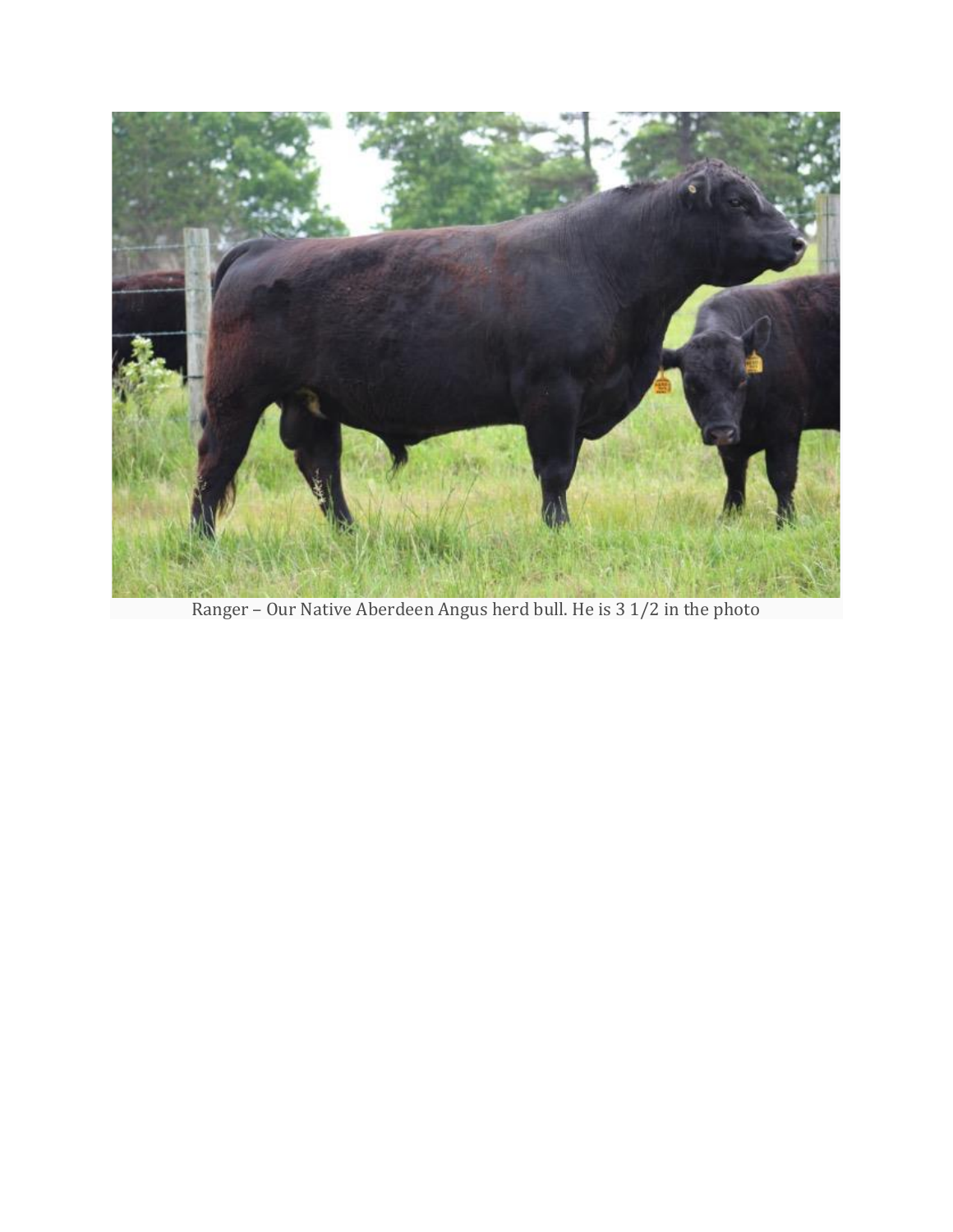Ranger – Our Native Aberdeen Angus herd bull. He is 3 1/2 in the photo